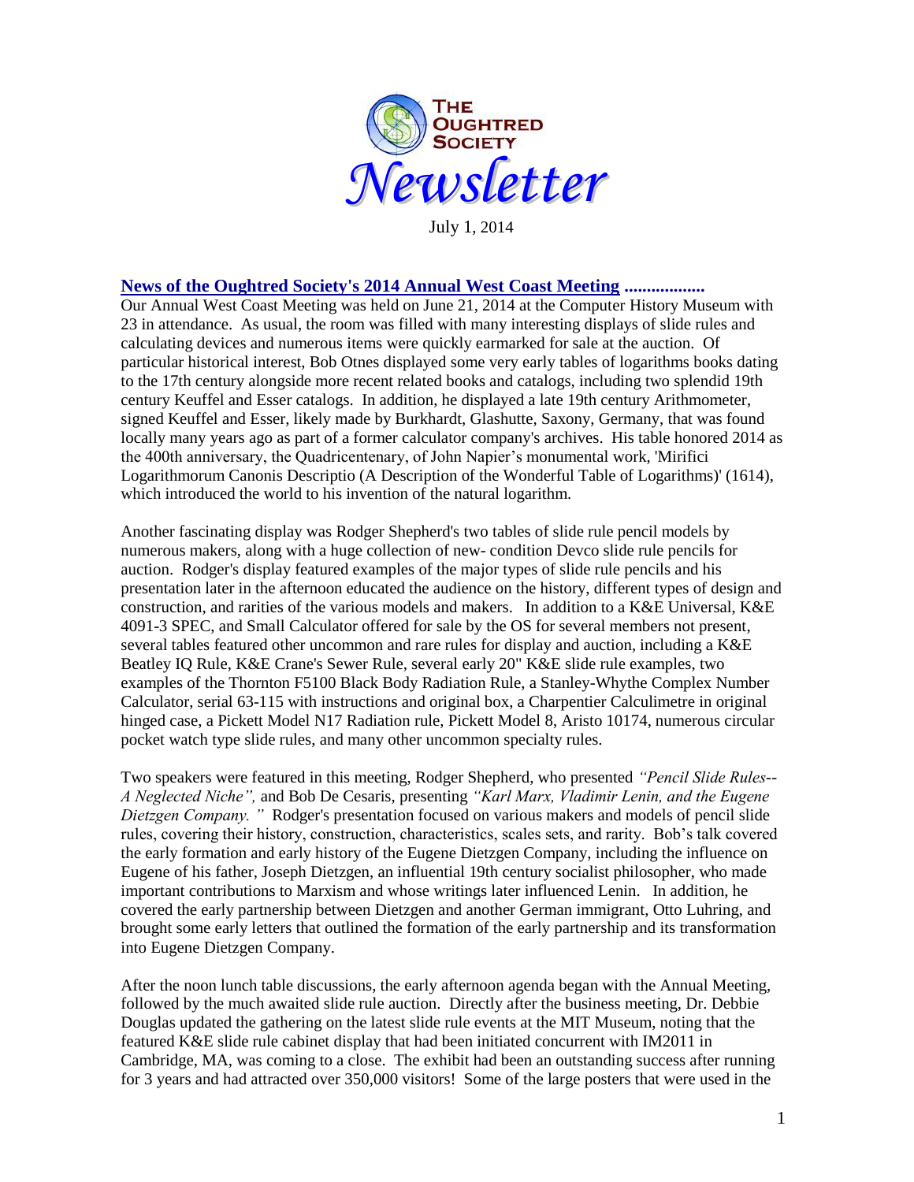# The Oughtred Society *Newsletter*

July 1, 2014

## News of the Oughtred Society's 2014 Annual West Coast Meeting ..................

Our Annual West Coast Meeting was held on June 21, 2014 at the Computer History Museum with 23 in attendance. As usual, the room was filled with many interesting displays of slide rules and calculating devices and numerous items were quickly earmarked for sale at the auction. Of particular historical interest, Bob Otnes displayed some very early tables of logarithms books dating to the 17th century alongside more recent related books and catalogs, including two splendid 19th century Keuffel and Esser catalogs. In addition, he displayed a late 19th century Arithmometer, signed Keuffel and Esser, likely made by Burkhardt, Glashutte, Saxony, Germany, that was found locally many years ago as part of a former calculator company's archives. His table honored 2014 as the 400th anniversary, the Quadricentenary, of John Napier's monumental work, 'Mirifici Logarithmorum Canonis Descriptio (A Description of the Wonderful Table of Logarithms)' (1614), which introduced the world to his invention of the natural logarithm.

Another fascinating display was Rodger Shepherd's two tables of slide rule pencil models by numerous makers, along with a huge collection of new- condition Devco slide rule pencils for auction. Rodger's display featured examples of the major types of slide rule pencils and his presentation later in the afternoon educated the audience on the history, different types of design and construction, and rarities of the various models and makers. In addition to a K&E Universal, K&E 4091-3 SPEC, and Small Calculator offered for sale by the OS for several members not present, several tables featured other uncommon and rare rules for display and auction, including a K&E Beatley IQ Rule, K&E Crane's Sewer Rule, several early 20" K&E slide rule examples, two examples of the Thornton F5100 Black Body Radiation Rule, a Stanley-Whythe Complex Number Calculator, serial 63-115 with instructions and original box, a Charpentier Calculimetre in original hinged case, a Pickett Model N17 Radiation rule, Pickett Model 8, Aristo 10174, numerous circular pocket watch type slide rules, and many other uncommon specialty rules.

Two speakers were featured in this meeting, Rodger Shepherd, who presented *"Pencil Slide Rules-- A Neglected Niche",* and Bob De Cesaris, presenting *"Karl Marx, Vladimir Lenin, and the Eugene Dietzgen Company."* Rodger's presentation focused on various makers and models of pencil slide rules, covering their history, construction, characteristics, scales sets, and rarity. Bob's talk covered the early formation and early history of the Eugene Dietzgen Company, including the influence on Eugene of his father, Joseph Dietzgen, an influential 19th century socialist philosopher, who made important contributions to Marxism and whose writings later influenced Lenin. In addition, he covered the early partnership between Dietzgen and another German immigrant, Otto Luhring, and brought some early letters that outlined the formation of the early partnership and its transformation into Eugene Dietzgen Company.

After the noon lunch table discussions, the early afternoon agenda began with the Annual Meeting, followed by the much awaited slide rule auction. Directly after the business meeting, Dr. Debbie Douglas updated the gathering on the latest slide rule events at the MIT Museum, noting that the featured K&E slide rule cabinet display that had been initiated concurrent with IM2011 in Cambridge, MA, was coming to a close. The exhibit had been an outstanding success after running for 3 years and had attracted over 350,000 visitors! Some of the large posters that were used in the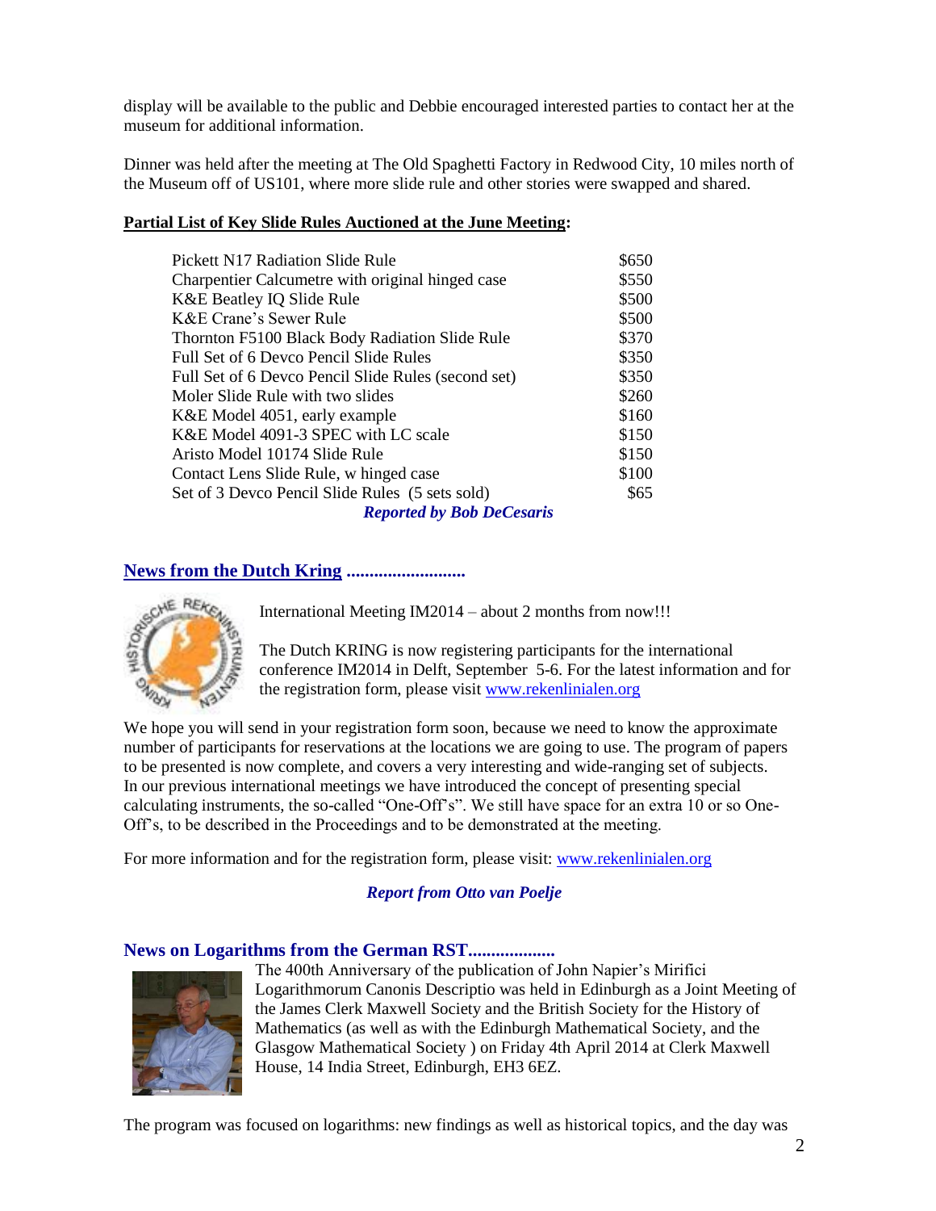display will be available to the public and Debbie encouraged interested parties to contact her at the museum for additional information.

Dinner was held after the meeting at The Old Spaghetti Factory in Redwood City, 10 miles north of the Museum off of US101, where more slide rule and other stories were swapped and shared.

**Partial List of Key Slide Rules Auctioned at the June Meeting:**

| | |
|---|---|
| Pickett N17 Radiation Slide Rule | $650 |
| Charpentier Calcumetre with original hinged case | $550 |
| K&E Beatley IQ Slide Rule | $500 |
| K&E Crane's Sewer Rule | $500 |
| Thornton F5100 Black Body Radiation Slide Rule | $370 |
| Full Set of 6 Devco Pencil Slide Rules | $350 |
| Full Set of 6 Devco Pencil Slide Rules (second set) | $350 |
| Moler Slide Rule with two slides | $260 |
| K&E Model 4051, early example | $160 |
| K&E Model 4091-3 SPEC with LC scale | $150 |
| Aristo Model 10174 Slide Rule | $150 |
| Contact Lens Slide Rule, w hinged case | $100 |
| Set of 3 Devco Pencil Slide Rules (5 sets sold) | $65 |

***Reported by Bob DeCesaris***

## News from the Dutch Kring ..........................

International Meeting IM2014 – about 2 months from now!!!

The Dutch KRING is now registering participants for the international conference IM2014 in Delft, September 5-6. For the latest information and for the registration form, please visit www.rekenlinialen.org

We hope you will send in your registration form soon, because we need to know the approximate number of participants for reservations at the locations we are going to use. The program of papers to be presented is now complete, and covers a very interesting and wide-ranging set of subjects. In our previous international meetings we have introduced the concept of presenting special calculating instruments, the so-called "One-Off's". We still have space for an extra 10 or so One-Off's, to be described in the Proceedings and to be demonstrated at the meeting.

For more information and for the registration form, please visit: www.rekenlinialen.org

***Report from Otto van Poelje***

## News on Logarithms from the German RST...................

The 400th Anniversary of the publication of John Napier's Mirifici Logarithmorum Canonis Descriptio was held in Edinburgh as a Joint Meeting of the James Clerk Maxwell Society and the British Society for the History of Mathematics (as well as with the Edinburgh Mathematical Society, and the Glasgow Mathematical Society ) on Friday 4th April 2014 at Clerk Maxwell House, 14 India Street, Edinburgh, EH3 6EZ.

The program was focused on logarithms: new findings as well as historical topics, and the day was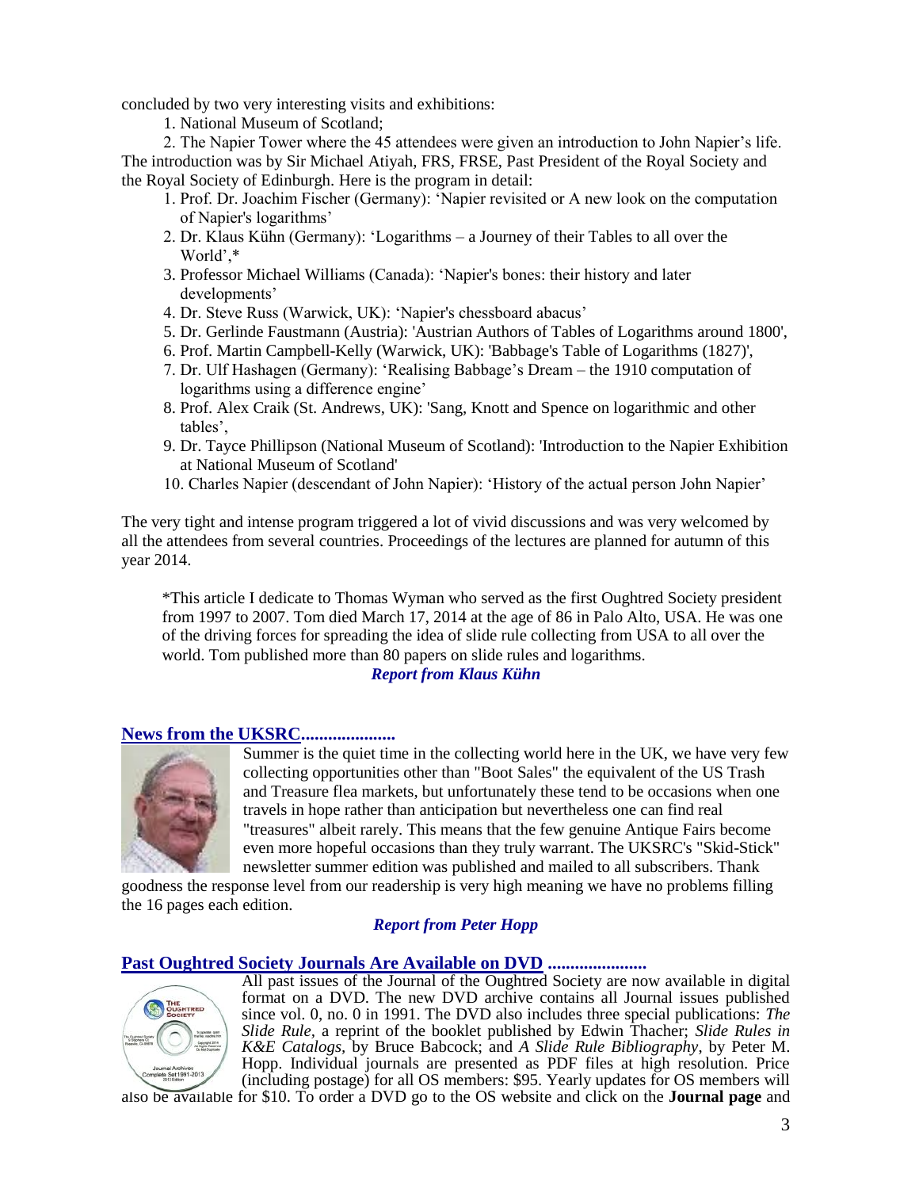concluded by two very interesting visits and exhibitions:

1. National Museum of Scotland;
2. The Napier Tower where the 45 attendees were given an introduction to John Napier's life.

The introduction was by Sir Michael Atiyah, FRS, FRSE, Past President of the Royal Society and the Royal Society of Edinburgh. Here is the program in detail:

1. Prof. Dr. Joachim Fischer (Germany): 'Napier revisited or A new look on the computation of Napier's logarithms'
2. Dr. Klaus Kühn (Germany): 'Logarithms – a Journey of their Tables to all over the World',*
3. Professor Michael Williams (Canada): 'Napier's bones: their history and later developments'
4. Dr. Steve Russ (Warwick, UK): 'Napier's chessboard abacus'
5. Dr. Gerlinde Faustmann (Austria): 'Austrian Authors of Tables of Logarithms around 1800',
6. Prof. Martin Campbell-Kelly (Warwick, UK): 'Babbage's Table of Logarithms (1827)',
7. Dr. Ulf Hashagen (Germany): 'Realising Babbage's Dream – the 1910 computation of logarithms using a difference engine'
8. Prof. Alex Craik (St. Andrews, UK): 'Sang, Knott and Spence on logarithmic and other tables',
9. Dr. Tayce Phillipson (National Museum of Scotland): 'Introduction to the Napier Exhibition at National Museum of Scotland'
10. Charles Napier (descendant of John Napier): 'History of the actual person John Napier'

The very tight and intense program triggered a lot of vivid discussions and was very welcomed by all the attendees from several countries. Proceedings of the lectures are planned for autumn of this year 2014.

> *This article I dedicate to Thomas Wyman who served as the first Oughtred Society president from 1997 to 2007. Tom died March 17, 2014 at the age of 86 in Palo Alto, USA. He was one of the driving forces for spreading the idea of slide rule collecting from USA to all over the world. Tom published more than 80 papers on slide rules and logarithms.

***Report from Klaus Kühn***

## News from the UKSRC....................

Summer is the quiet time in the collecting world here in the UK, we have very few collecting opportunities other than "Boot Sales" the equivalent of the US Trash and Treasure flea markets, but unfortunately these tend to be occasions when one travels in hope rather than anticipation but nevertheless one can find real "treasures" albeit rarely. This means that the few genuine Antique Fairs become even more hopeful occasions than they truly warrant. The UKSRC's "Skid-Stick" newsletter summer edition was published and mailed to all subscribers. Thank goodness the response level from our readership is very high meaning we have no problems filling the 16 pages each edition.

***Report from Peter Hopp***

## Past Oughtred Society Journals Are Available on DVD ......................

All past issues of the Journal of the Oughtred Society are now available in digital format on a DVD. The new DVD archive contains all Journal issues published since vol. 0, no. 0 in 1991. The DVD also includes three special publications: *The Slide Rule*, a reprint of the booklet published by Edwin Thacher; *Slide Rules in K&E Catalogs*, by Bruce Babcock; and *A Slide Rule Bibliography*, by Peter M. Hopp. Individual journals are presented as PDF files at high resolution. Price (including postage) for all OS members: $95. Yearly updates for OS members will also be available for $10. To order a DVD go to the OS website and click on the **Journal page** and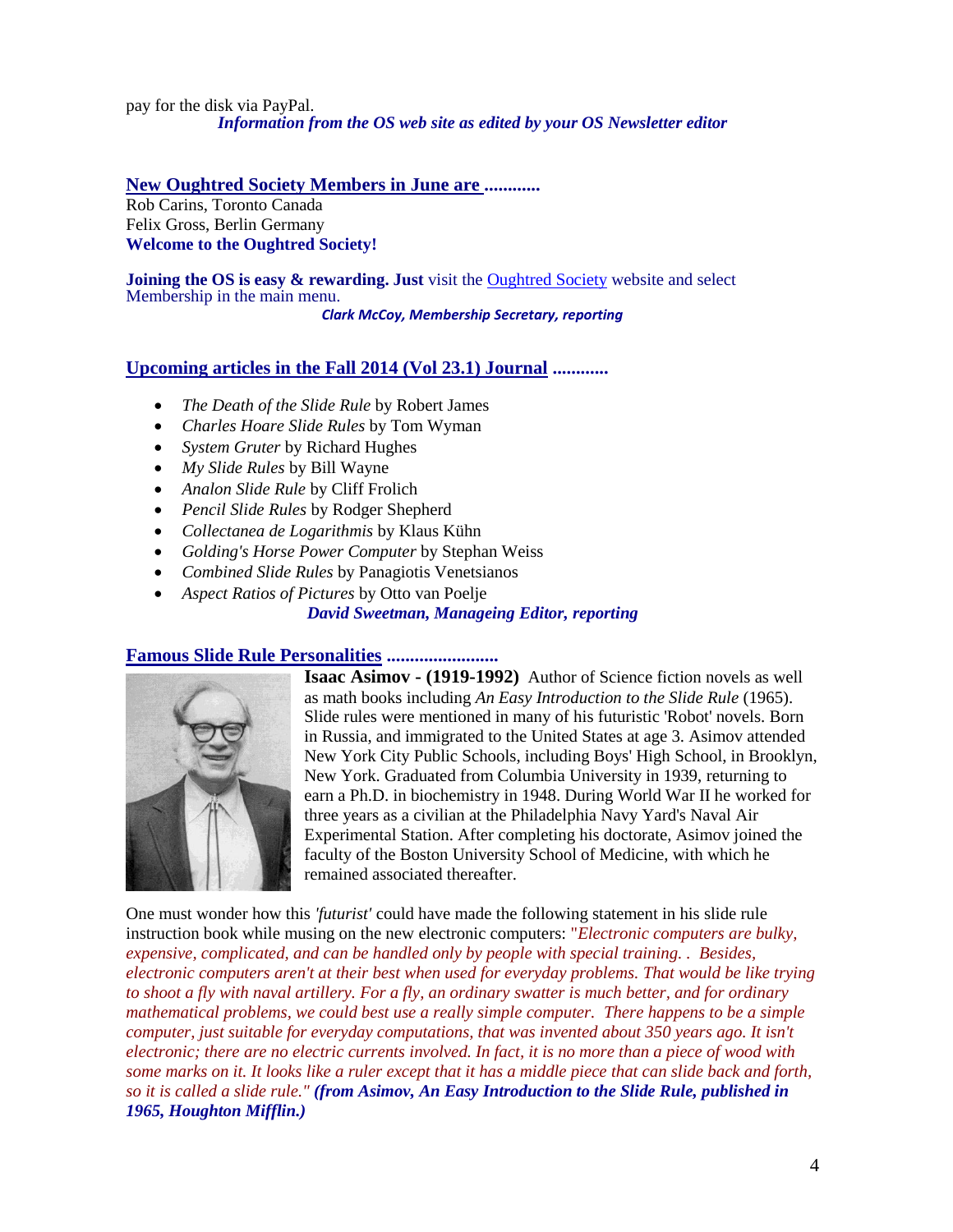pay for the disk via PayPal.

***Information from the OS web site as edited by your OS Newsletter editor***

## New Oughtred Society Members in June are ............

Rob Carins, Toronto Canada
Felix Gross, Berlin Germany
**Welcome to the Oughtred Society!**

**Joining the OS is easy & rewarding. Just** visit the Oughtred Society website and select Membership in the main menu.

***Clark McCoy, Membership Secretary, reporting***

## Upcoming articles in the Fall 2014 (Vol 23.1) Journal ............

- *The Death of the Slide Rule* by Robert James
- *Charles Hoare Slide Rules* by Tom Wyman
- *System Gruter* by Richard Hughes
- *My Slide Rules* by Bill Wayne
- *Analon Slide Rule* by Cliff Frolich
- *Pencil Slide Rules* by Rodger Shepherd
- *Collectanea de Logarithmis* by Klaus Kühn
- *Golding's Horse Power Computer* by Stephan Weiss
- *Combined Slide Rules* by Panagiotis Venetsianos
- *Aspect Ratios of Pictures* by Otto van Poelje

***David Sweetman, Manageing Editor, reporting***

## Famous Slide Rule Personalities ........................

**Isaac Asimov - (1919-1992)** Author of Science fiction novels as well as math books including *An Easy Introduction to the Slide Rule* (1965). Slide rules were mentioned in many of his futuristic 'Robot' novels. Born in Russia, and immigrated to the United States at age 3. Asimov attended New York City Public Schools, including Boys' High School, in Brooklyn, New York. Graduated from Columbia University in 1939, returning to earn a Ph.D. in biochemistry in 1948. During World War II he worked for three years as a civilian at the Philadelphia Navy Yard's Naval Air Experimental Station. After completing his doctorate, Asimov joined the faculty of the Boston University School of Medicine, with which he remained associated thereafter.

One must wonder how this *'futurist'* could have made the following statement in his slide rule instruction book while musing on the new electronic computers: "*Electronic computers are bulky, expensive, complicated, and can be handled only by people with special training. . Besides, electronic computers aren't at their best when used for everyday problems. That would be like trying to shoot a fly with naval artillery. For a fly, an ordinary swatter is much better, and for ordinary mathematical problems, we could best use a really simple computer. There happens to be a simple computer, just suitable for everyday computations, that was invented about 350 years ago. It isn't electronic; there are no electric currents involved. In fact, it is no more than a piece of wood with some marks on it. It looks like a ruler except that it has a middle piece that can slide back and forth, so it is called a slide rule.*" ***(from Asimov, An Easy Introduction to the Slide Rule, published in 1965, Houghton Mifflin.)***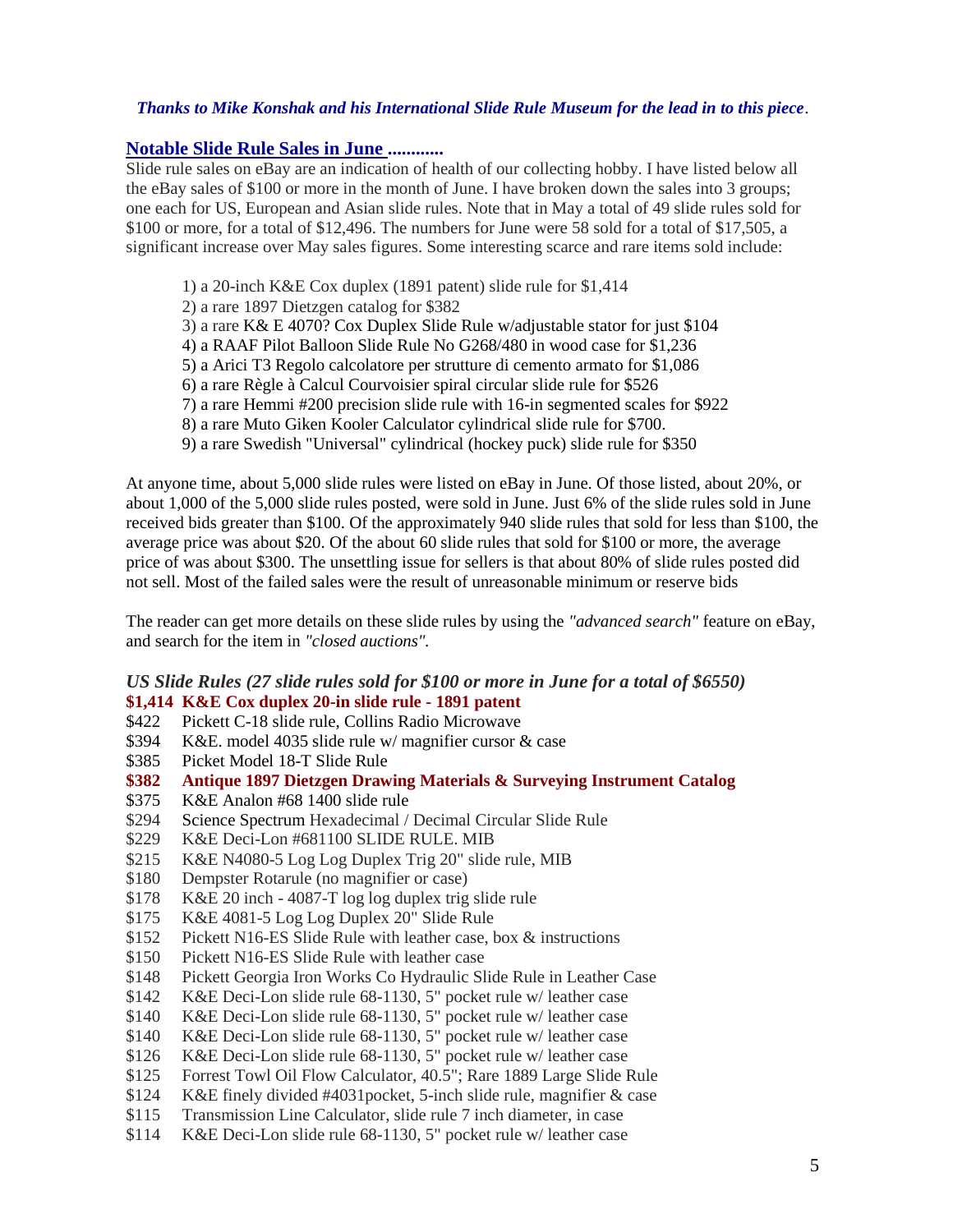*Thanks to Mike Konshak and his International Slide Rule Museum for the lead in to this piece.*

## Notable Slide Rule Sales in June ............

Slide rule sales on eBay are an indication of health of our collecting hobby. I have listed below all the eBay sales of $100 or more in the month of June. I have broken down the sales into 3 groups; one each for US, European and Asian slide rules. Note that in May a total of 49 slide rules sold for $100 or more, for a total of $12,496. The numbers for June were 58 sold for a total of $17,505, a significant increase over May sales figures. Some interesting scarce and rare items sold include:

1) a 20-inch K&E Cox duplex (1891 patent) slide rule for $1,414
2) a rare 1897 Dietzgen catalog for $382
3) a rare K& E 4070? Cox Duplex Slide Rule w/adjustable stator for just $104
4) a RAAF Pilot Balloon Slide Rule No G268/480 in wood case for $1,236
5) a Arici T3 Regolo calcolatore per strutture di cemento armato for $1,086
6) a rare Règle à Calcul Courvoisier spiral circular slide rule for $526
7) a rare Hemmi #200 precision slide rule with 16-in segmented scales for $922
8) a rare Muto Giken Kooler Calculator cylindrical slide rule for $700.
9) a rare Swedish "Universal" cylindrical (hockey puck) slide rule for $350

At anyone time, about 5,000 slide rules were listed on eBay in June. Of those listed, about 20%, or about 1,000 of the 5,000 slide rules posted, were sold in June. Just 6% of the slide rules sold in June received bids greater than $100. Of the approximately 940 slide rules that sold for less than $100, the average price was about $20. Of the about 60 slide rules that sold for $100 or more, the average price of was about $300. The unsettling issue for sellers is that about 80% of slide rules posted did not sell. Most of the failed sales were the result of unreasonable minimum or reserve bids

The reader can get more details on these slide rules by using the *"advanced search"* feature on eBay, and search for the item in *"closed auctions".*

### *US Slide Rules (27 slide rules sold for $100 or more in June for a total of $6550)*

**$1,414 K&E Cox duplex 20-in slide rule - 1891 patent**
$422 Pickett C-18 slide rule, Collins Radio Microwave
$394 K&E. model 4035 slide rule w/ magnifier cursor & case
$385 Picket Model 18-T Slide Rule
**$382 Antique 1897 Dietzgen Drawing Materials & Surveying Instrument Catalog**
$375 K&E Analon #68 1400 slide rule
$294 Science Spectrum Hexadecimal / Decimal Circular Slide Rule
$229 K&E Deci-Lon #681100 SLIDE RULE. MIB
$215 K&E N4080-5 Log Log Duplex Trig 20" slide rule, MIB
$180 Dempster Rotarule (no magnifier or case)
$178 K&E 20 inch - 4087-T log log duplex trig slide rule
$175 K&E 4081-5 Log Log Duplex 20" Slide Rule
$152 Pickett N16-ES Slide Rule with leather case, box & instructions
$150 Pickett N16-ES Slide Rule with leather case
$148 Pickett Georgia Iron Works Co Hydraulic Slide Rule in Leather Case
$142 K&E Deci-Lon slide rule 68-1130, 5" pocket rule w/ leather case
$140 K&E Deci-Lon slide rule 68-1130, 5" pocket rule w/ leather case
$140 K&E Deci-Lon slide rule 68-1130, 5" pocket rule w/ leather case
$126 K&E Deci-Lon slide rule 68-1130, 5" pocket rule w/ leather case
$125 Forrest Towl Oil Flow Calculator, 40.5"; Rare 1889 Large Slide Rule
$124 K&E finely divided #4031pocket, 5-inch slide rule, magnifier & case
$115 Transmission Line Calculator, slide rule 7 inch diameter, in case
$114 K&E Deci-Lon slide rule 68-1130, 5" pocket rule w/ leather case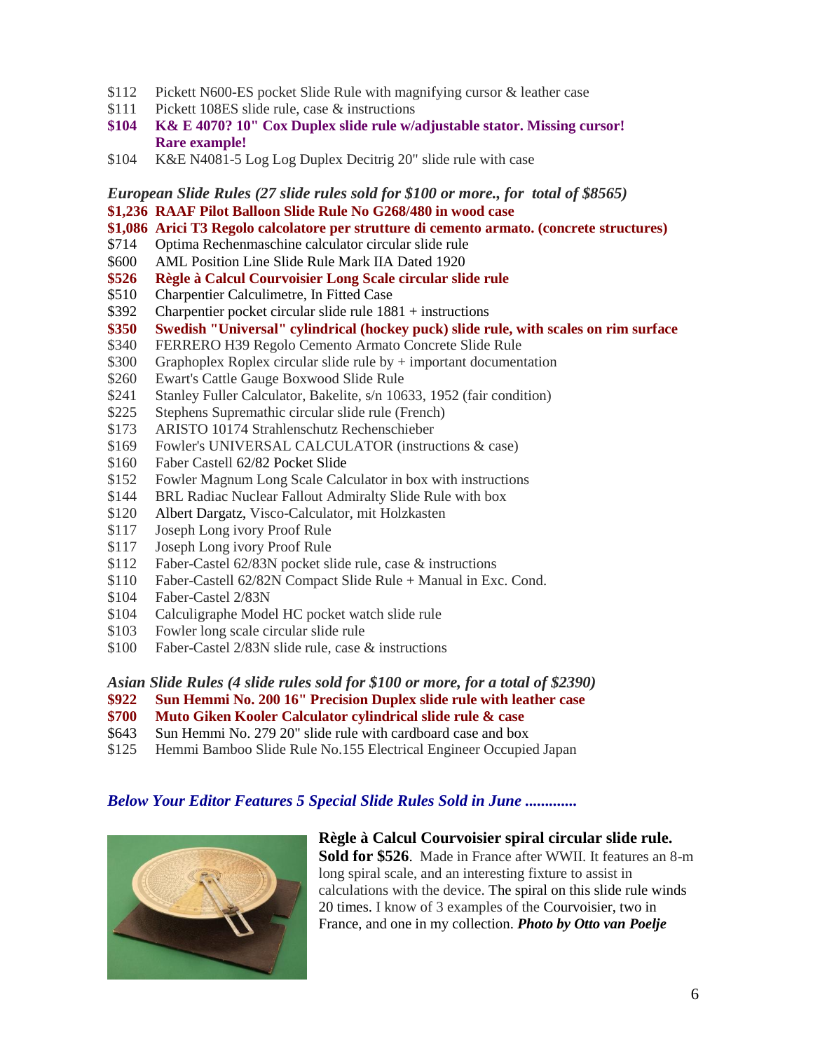$112 Pickett N600-ES pocket Slide Rule with magnifying cursor & leather case
$111 Pickett 108ES slide rule, case & instructions
**$104 K& E 4070? 10" Cox Duplex slide rule w/adjustable stator. Missing cursor! Rare example!**
$104 K&E N4081-5 Log Log Duplex Decitrig 20" slide rule with case

***European Slide Rules (27 slide rules sold for $100 or more., for total of $8565)***

**$1,236 RAAF Pilot Balloon Slide Rule No G268/480 in wood case**
**$1,086 Arici T3 Regolo calcolatore per strutture di cemento armato. (concrete structures)**
$714 Optima Rechenmaschine calculator circular slide rule
$600 AML Position Line Slide Rule Mark IIA Dated 1920
**$526 Règle à Calcul Courvoisier Long Scale circular slide rule**
$510 Charpentier Calculimetre, In Fitted Case
$392 Charpentier pocket circular slide rule 1881 + instructions
**$350 Swedish "Universal" cylindrical (hockey puck) slide rule, with scales on rim surface**
$340 FERRERO H39 Regolo Cemento Armato Concrete Slide Rule
$300 Graphoplex Roplex circular slide rule by + important documentation
$260 Ewart's Cattle Gauge Boxwood Slide Rule
$241 Stanley Fuller Calculator, Bakelite, s/n 10633, 1952 (fair condition)
$225 Stephens Supremathic circular slide rule (French)
$173 ARISTO 10174 Strahlenschutz Rechenschieber
$169 Fowler's UNIVERSAL CALCULATOR (instructions & case)
$160 Faber Castell 62/82 Pocket Slide
$152 Fowler Magnum Long Scale Calculator in box with instructions
$144 BRL Radiac Nuclear Fallout Admiralty Slide Rule with box
$120 Albert Dargatz, Visco-Calculator, mit Holzkasten
$117 Joseph Long ivory Proof Rule
$117 Joseph Long ivory Proof Rule
$112 Faber-Castel 62/83N pocket slide rule, case & instructions
$110 Faber-Castell 62/82N Compact Slide Rule + Manual in Exc. Cond.
$104 Faber-Castel 2/83N
$104 Calculigraphe Model HC pocket watch slide rule
$103 Fowler long scale circular slide rule
$100 Faber-Castel 2/83N slide rule, case & instructions

***Asian Slide Rules (4 slide rules sold for $100 or more, for a total of $2390)***

**$922 Sun Hemmi No. 200 16" Precision Duplex slide rule with leather case**
**$700 Muto Giken Kooler Calculator cylindrical slide rule & case**
$643 Sun Hemmi No. 279 20" slide rule with cardboard case and box
$125 Hemmi Bamboo Slide Rule No.155 Electrical Engineer Occupied Japan

***Below Your Editor Features 5 Special Slide Rules Sold in June .............***

**Règle à Calcul Courvoisier spiral circular slide rule. Sold for $526**. Made in France after WWII. It features an 8-m long spiral scale, and an interesting fixture to assist in calculations with the device. The spiral on this slide rule winds 20 times. I know of 3 examples of the Courvoisier, two in France, and one in my collection. ***Photo by Otto van Poelje***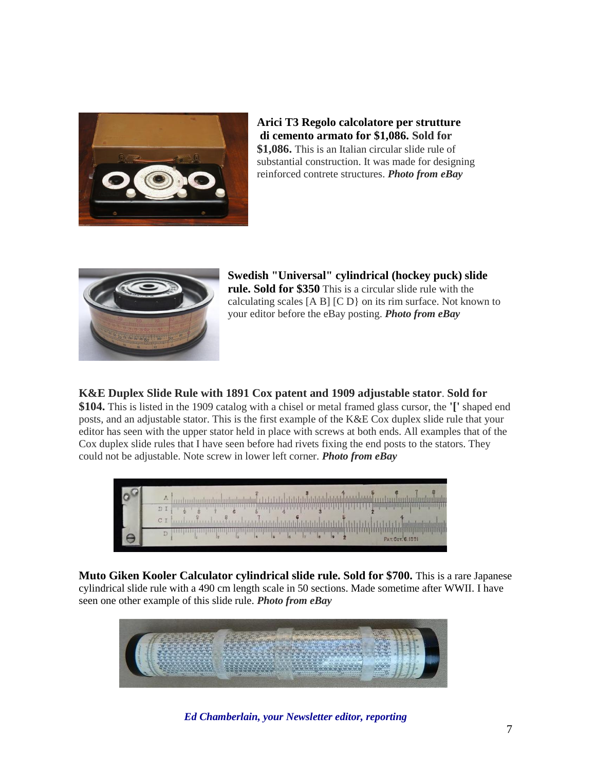**Arici T3 Regolo calcolatore per strutture di cemento armato for $1,086. Sold for $1,086.** This is an Italian circular slide rule of substantial construction. It was made for designing reinforced contrete structures. ***Photo from eBay***

**Swedish "Universal" cylindrical (hockey puck) slide rule. Sold for $350** This is a circular slide rule with the calculating scales [A B] [C D} on its rim surface. Not known to your editor before the eBay posting. ***Photo from eBay***

**K&E Duplex Slide Rule with 1891 Cox patent and 1909 adjustable stator**. **Sold for $104.** This is listed in the 1909 catalog with a chisel or metal framed glass cursor, the **'['** shaped end posts, and an adjustable stator. This is the first example of the K&E Cox duplex slide rule that your editor has seen with the upper stator held in place with screws at both ends. All examples that of the Cox duplex slide rules that I have seen before had rivets fixing the end posts to the stators. They could not be adjustable. Note screw in lower left corner. ***Photo from eBay***

**Muto Giken Kooler Calculator cylindrical slide rule. Sold for $700.** This is a rare Japanese cylindrical slide rule with a 490 cm length scale in 50 sections. Made sometime after WWII. I have seen one other example of this slide rule. ***Photo from eBay***

***Ed Chamberlain, your Newsletter editor, reporting***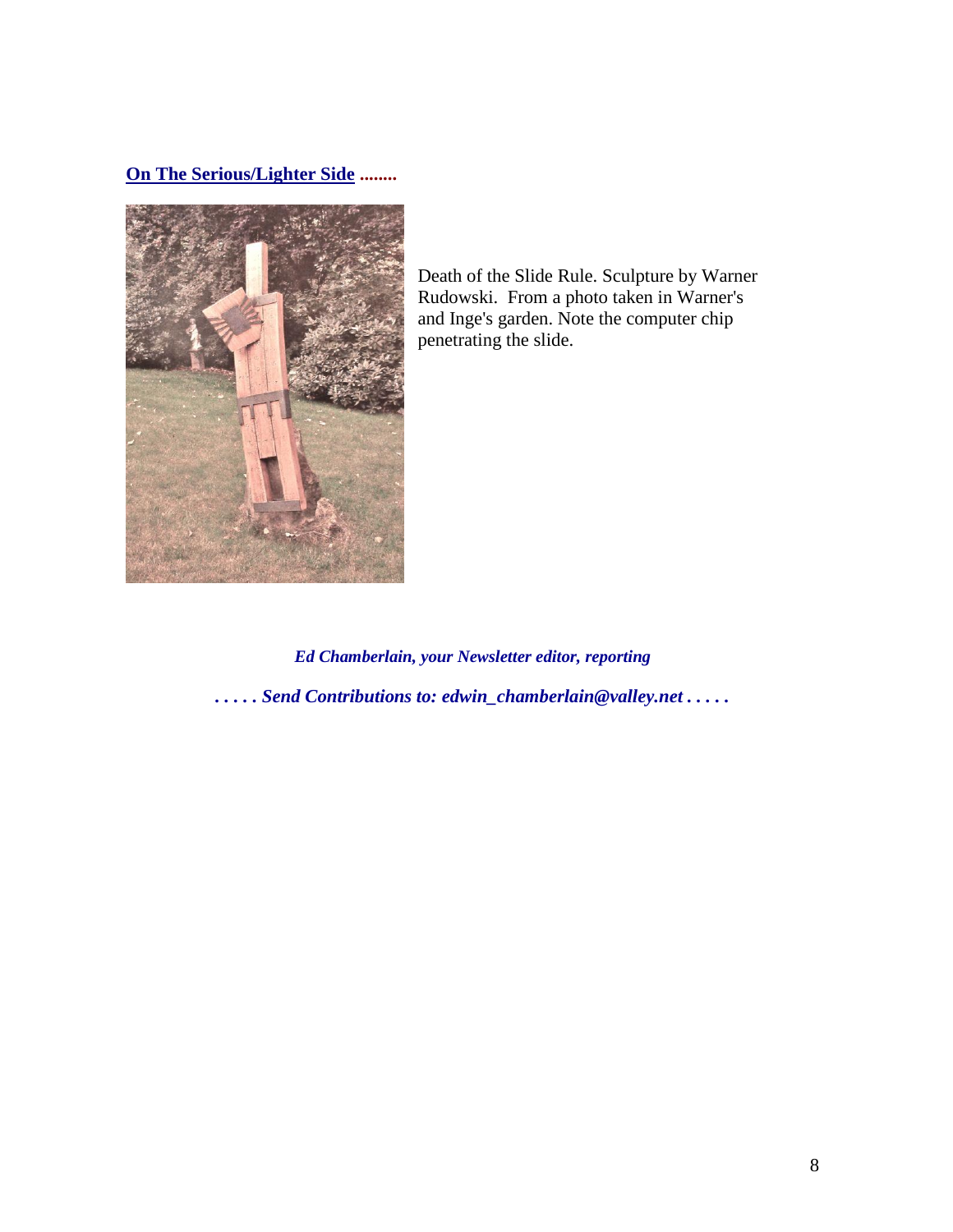**On The Serious/Lighter Side ........**

Death of the Slide Rule. Sculpture by Warner Rudowski. From a photo taken in Warner's and Inge's garden. Note the computer chip penetrating the slide.

***Ed Chamberlain, your Newsletter editor, reporting***

***. . . . . Send Contributions to: edwin_chamberlain@valley.net . . . . .***